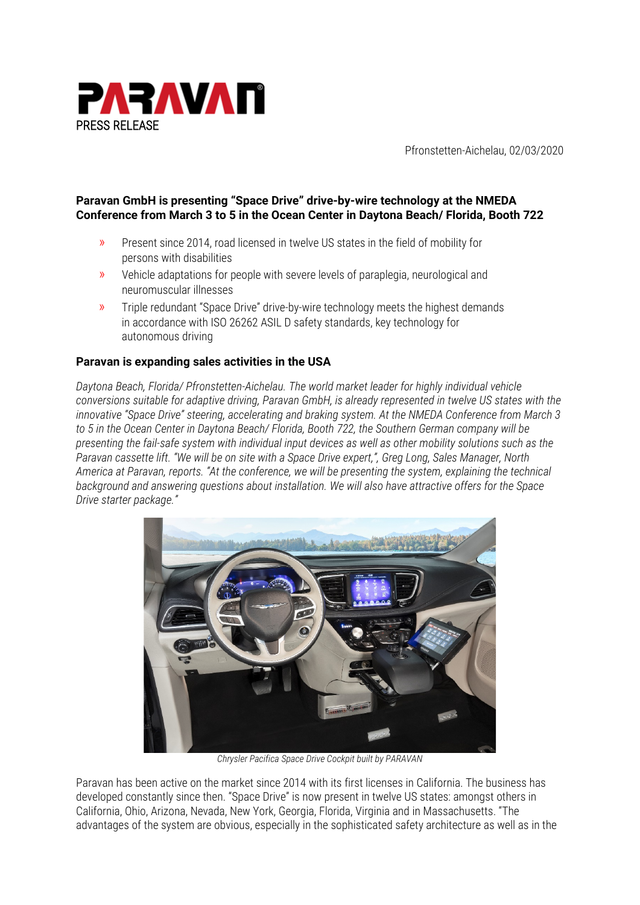PARAVAN

PRESS RELEASE

Pfronstetten-Aichelau, 02/03/2020

**Paravan GmbH is presenting "Space Drive" drive-by-wire technology at the NMEDA Conference from March 3 to 5 in the Ocean Center in Daytona Beach/ Florida, Booth 722**

- Present since 2014, road licensed in twelve US states in the field of mobility for persons with disabilities
- Vehicle adaptations for people with severe levels of paraplegia, neurological and neuromuscular illnesses
- Triple redundant "Space Drive" drive-by-wire technology meets the highest demands in accordance with ISO 26262 ASIL D safety standards, key technology for autonomous driving

**Paravan is expanding sales activities in the USA**

*Daytona Beach, Florida/ Pfronstetten-Aichelau. The world market leader for highly individual vehicle conversions suitable for adaptive driving, Paravan GmbH, is already represented in twelve US states with the innovative "Space Drive" steering, accelerating and braking system. At the NMEDA Conference from March 3 to 5 in the Ocean Center in Daytona Beach/ Florida, Booth 722, the Southern German company will be presenting the fail-safe system with individual input devices as well as other mobility solutions such as the Paravan cassette lift. "We will be on site with a Space Drive expert,", Greg Long, Sales Manager, North America at Paravan, reports. "At the conference, we will be presenting the system, explaining the technical background and answering questions about installation. We will also have attractive offers for the Space Drive starter package."*

*Chrysler Pacifica Space Drive Cockpit built by PARAVAN*

Paravan has been active on the market since 2014 with its first licenses in California. The business has developed constantly since then. "Space Drive" is now present in twelve US states: amongst others in California, Ohio, Arizona, Nevada, New York, Georgia, Florida, Virginia and in Massachusetts. "The advantages of the system are obvious, especially in the sophisticated safety architecture as well as in the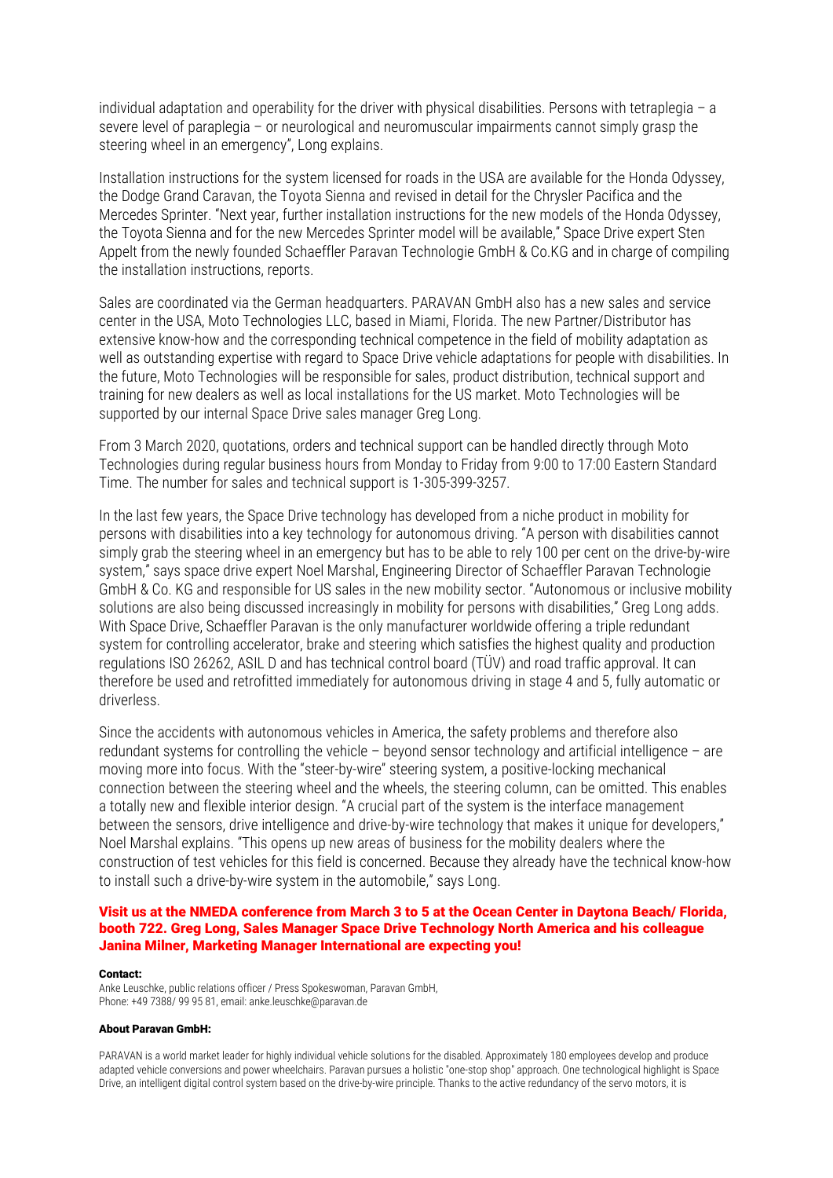individual adaptation and operability for the driver with physical disabilities. Persons with tetraplegia – a severe level of paraplegia – or neurological and neuromuscular impairments cannot simply grasp the steering wheel in an emergency", Long explains.

Installation instructions for the system licensed for roads in the USA are available for the Honda Odyssey, the Dodge Grand Caravan, the Toyota Sienna and revised in detail for the Chrysler Pacifica and the Mercedes Sprinter. "Next year, further installation instructions for the new models of the Honda Odyssey, the Toyota Sienna and for the new Mercedes Sprinter model will be available," Space Drive expert Sten Appelt from the newly founded Schaeffler Paravan Technologie GmbH & Co.KG and in charge of compiling the installation instructions, reports.

Sales are coordinated via the German headquarters. PARAVAN GmbH also has a new sales and service center in the USA, Moto Technologies LLC, based in Miami, Florida. The new Partner/Distributor has extensive know-how and the corresponding technical competence in the field of mobility adaptation as well as outstanding expertise with regard to Space Drive vehicle adaptations for people with disabilities. In the future, Moto Technologies will be responsible for sales, product distribution, technical support and training for new dealers as well as local installations for the US market. Moto Technologies will be supported by our internal Space Drive sales manager Greg Long.

From 3 March 2020, quotations, orders and technical support can be handled directly through Moto Technologies during regular business hours from Monday to Friday from 9:00 to 17:00 Eastern Standard Time. The number for sales and technical support is 1-305-399-3257.

In the last few years, the Space Drive technology has developed from a niche product in mobility for persons with disabilities into a key technology for autonomous driving. "A person with disabilities cannot simply grab the steering wheel in an emergency but has to be able to rely 100 per cent on the drive-by-wire system," says space drive expert Noel Marshal, Engineering Director of Schaeffler Paravan Technologie GmbH & Co. KG and responsible for US sales in the new mobility sector. "Autonomous or inclusive mobility solutions are also being discussed increasingly in mobility for persons with disabilities," Greg Long adds. With Space Drive, Schaeffler Paravan is the only manufacturer worldwide offering a triple redundant system for controlling accelerator, brake and steering which satisfies the highest quality and production regulations ISO 26262, ASIL D and has technical control board (TÜV) and road traffic approval. It can therefore be used and retrofitted immediately for autonomous driving in stage 4 and 5, fully automatic or driverless.

Since the accidents with autonomous vehicles in America, the safety problems and therefore also redundant systems for controlling the vehicle – beyond sensor technology and artificial intelligence – are moving more into focus. With the "steer-by-wire" steering system, a positive-locking mechanical connection between the steering wheel and the wheels, the steering column, can be omitted. This enables a totally new and flexible interior design. "A crucial part of the system is the interface management between the sensors, drive intelligence and drive-by-wire technology that makes it unique for developers," Noel Marshal explains. "This opens up new areas of business for the mobility dealers where the construction of test vehicles for this field is concerned. Because they already have the technical know-how to install such a drive-by-wire system in the automobile," says Long.

**Visit us at the NMEDA conference from March 3 to 5 at the Ocean Center in Daytona Beach/ Florida, booth 722. Greg Long, Sales Manager Space Drive Technology North America and his colleague Janina Milner, Marketing Manager International are expecting you!**

**Contact:**
Anke Leuschke, public relations officer / Press Spokeswoman, Paravan GmbH,
Phone: +49 7388/ 99 95 81, email: anke.leuschke@paravan.de

**About Paravan GmbH:**

PARAVAN is a world market leader for highly individual vehicle solutions for the disabled. Approximately 180 employees develop and produce adapted vehicle conversions and power wheelchairs. Paravan pursues a holistic "one-stop shop" approach. One technological highlight is Space Drive, an intelligent digital control system based on the drive-by-wire principle. Thanks to the active redundancy of the servo motors, it is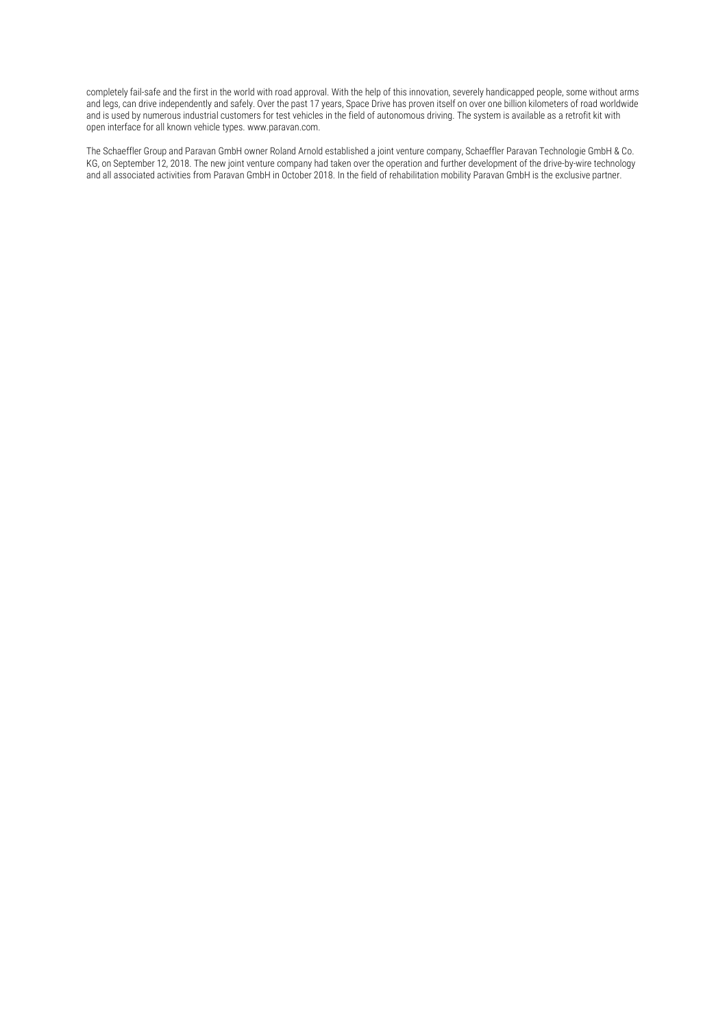completely fail-safe and the first in the world with road approval. With the help of this innovation, severely handicapped people, some without arms and legs, can drive independently and safely. Over the past 17 years, Space Drive has proven itself on over one billion kilometers of road worldwide and is used by numerous industrial customers for test vehicles in the field of autonomous driving. The system is available as a retrofit kit with open interface for all known vehicle types. www.paravan.com.

The Schaeffler Group and Paravan GmbH owner Roland Arnold established a joint venture company, Schaeffler Paravan Technologie GmbH & Co. KG, on September 12, 2018. The new joint venture company had taken over the operation and further development of the drive-by-wire technology and all associated activities from Paravan GmbH in October 2018. In the field of rehabilitation mobility Paravan GmbH is the exclusive partner.